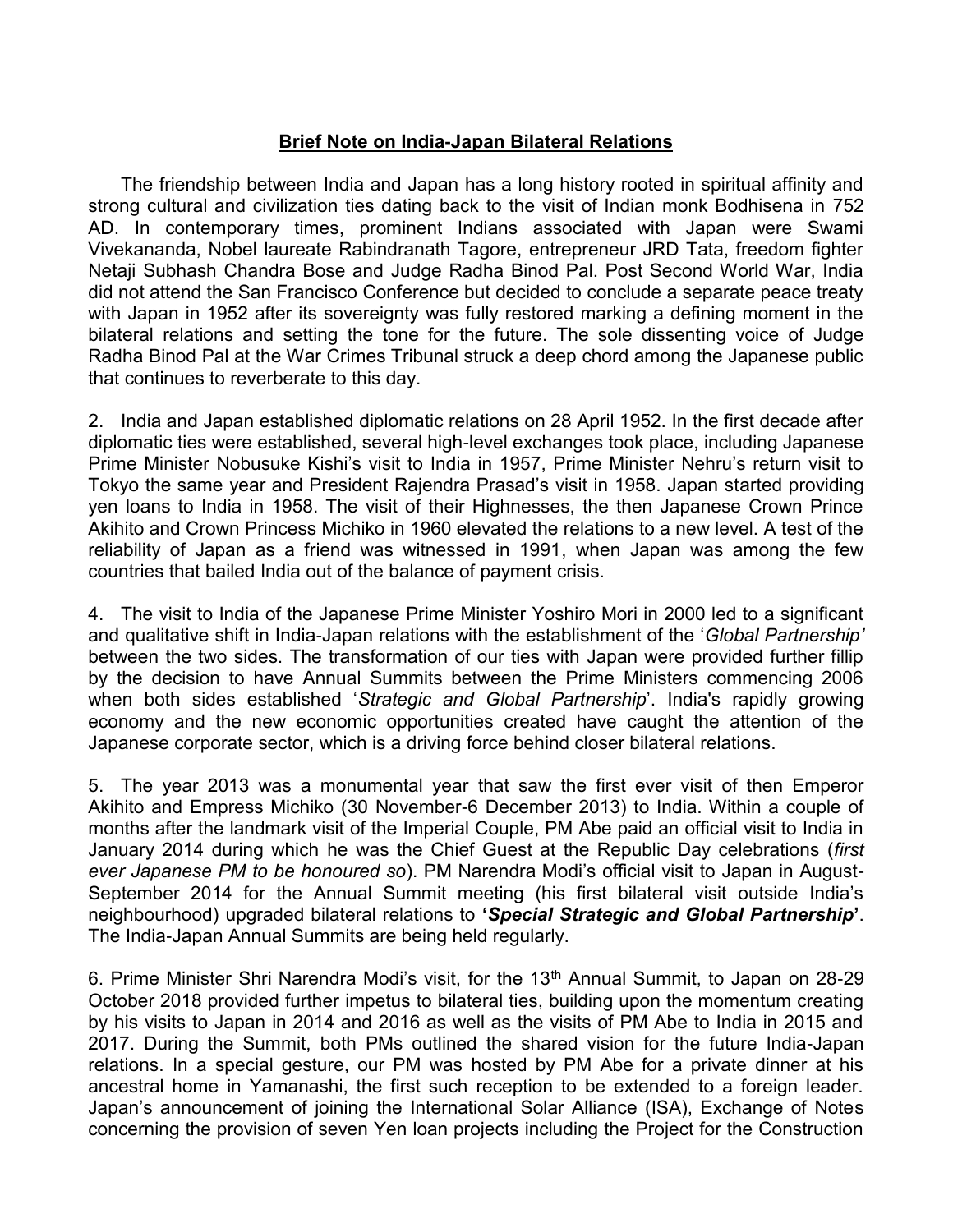# **Brief Note on India-Japan Bilateral Relations**

The friendship between India and Japan has a long history rooted in spiritual affinity and strong cultural and civilization ties dating back to the visit of Indian monk Bodhisena in 752 AD. In contemporary times, prominent Indians associated with Japan were Swami Vivekananda, Nobel laureate Rabindranath Tagore, entrepreneur JRD Tata, freedom fighter Netaji Subhash Chandra Bose and Judge Radha Binod Pal. Post Second World War, India did not attend the San Francisco Conference but decided to conclude a separate peace treaty with Japan in 1952 after its sovereignty was fully restored marking a defining moment in the bilateral relations and setting the tone for the future. The sole dissenting voice of Judge Radha Binod Pal at the War Crimes Tribunal struck a deep chord among the Japanese public that continues to reverberate to this day.

2. India and Japan established diplomatic relations on 28 April 1952. In the first decade after diplomatic ties were established, several high-level exchanges took place, including Japanese Prime Minister Nobusuke Kishi's visit to India in 1957, Prime Minister Nehru's return visit to Tokyo the same year and President Rajendra Prasad's visit in 1958. Japan started providing yen loans to India in 1958. The visit of their Highnesses, the then Japanese Crown Prince Akihito and Crown Princess Michiko in 1960 elevated the relations to a new level. A test of the reliability of Japan as a friend was witnessed in 1991, when Japan was among the few countries that bailed India out of the balance of payment crisis.

4. The visit to India of the Japanese Prime Minister Yoshiro Mori in 2000 led to a significant and qualitative shift in India-Japan relations with the establishment of the '*Global Partnership'* between the two sides. The transformation of our ties with Japan were provided further fillip by the decision to have Annual Summits between the Prime Ministers commencing 2006 when both sides established '*Strategic and Global Partnership*'. India's rapidly growing economy and the new economic opportunities created have caught the attention of the Japanese corporate sector, which is a driving force behind closer bilateral relations.

5. The year 2013 was a monumental year that saw the first ever visit of then Emperor Akihito and Empress Michiko (30 November-6 December 2013) to India. Within a couple of months after the landmark visit of the Imperial Couple, PM Abe paid an official visit to India in January 2014 during which he was the Chief Guest at the Republic Day celebrations (*first ever Japanese PM to be honoured so*). PM Narendra Modi's official visit to Japan in August-September 2014 for the Annual Summit meeting (his first bilateral visit outside India's neighbourhood) upgraded bilateral relations to **'*Special Strategic and Global Partnership*'**. The India-Japan Annual Summits are being held regularly.

6. Prime Minister Shri Narendra Modi's visit, for the 13th Annual Summit, to Japan on 28-29 October 2018 provided further impetus to bilateral ties, building upon the momentum creating by his visits to Japan in 2014 and 2016 as well as the visits of PM Abe to India in 2015 and 2017. During the Summit, both PMs outlined the shared vision for the future India-Japan relations. In a special gesture, our PM was hosted by PM Abe for a private dinner at his ancestral home in Yamanashi, the first such reception to be extended to a foreign leader. Japan's announcement of joining the International Solar Alliance (ISA), Exchange of Notes concerning the provision of seven Yen loan projects including the Project for the Construction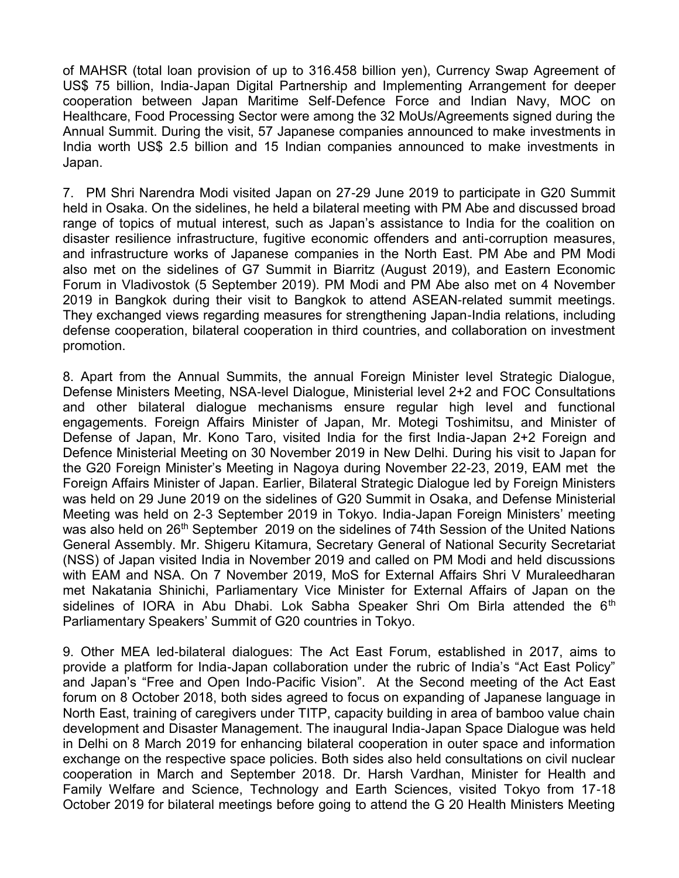of MAHSR (total loan provision of up to 316.458 billion yen), Currency Swap Agreement of US$ 75 billion, India-Japan Digital Partnership and Implementing Arrangement for deeper cooperation between Japan Maritime Self-Defence Force and Indian Navy, MOC on Healthcare, Food Processing Sector were among the 32 MoUs/Agreements signed during the Annual Summit. During the visit, 57 Japanese companies announced to make investments in India worth US$ 2.5 billion and 15 Indian companies announced to make investments in Japan.

7. PM Shri Narendra Modi visited Japan on 27-29 June 2019 to participate in G20 Summit held in Osaka. On the sidelines, he held a bilateral meeting with PM Abe and discussed broad range of topics of mutual interest, such as Japan's assistance to India for the coalition on disaster resilience infrastructure, fugitive economic offenders and anti-corruption measures, and infrastructure works of Japanese companies in the North East. PM Abe and PM Modi also met on the sidelines of G7 Summit in Biarritz (August 2019), and Eastern Economic Forum in Vladivostok (5 September 2019). PM Modi and PM Abe also met on 4 November 2019 in Bangkok during their visit to Bangkok to attend ASEAN-related summit meetings. They exchanged views regarding measures for strengthening Japan-India relations, including defense cooperation, bilateral cooperation in third countries, and collaboration on investment promotion.

8. Apart from the Annual Summits, the annual Foreign Minister level Strategic Dialogue, Defense Ministers Meeting, NSA-level Dialogue, Ministerial level 2+2 and FOC Consultations and other bilateral dialogue mechanisms ensure regular high level and functional engagements. Foreign Affairs Minister of Japan, Mr. Motegi Toshimitsu, and Minister of Defense of Japan, Mr. Kono Taro, visited India for the first India-Japan 2+2 Foreign and Defence Ministerial Meeting on 30 November 2019 in New Delhi. During his visit to Japan for the G20 Foreign Minister's Meeting in Nagoya during November 22-23, 2019, EAM met the Foreign Affairs Minister of Japan. Earlier, Bilateral Strategic Dialogue led by Foreign Ministers was held on 29 June 2019 on the sidelines of G20 Summit in Osaka, and Defense Ministerial Meeting was held on 2-3 September 2019 in Tokyo. India-Japan Foreign Ministers' meeting was also held on 26th September 2019 on the sidelines of 74th Session of the United Nations General Assembly. Mr. Shigeru Kitamura, Secretary General of National Security Secretariat (NSS) of Japan visited India in November 2019 and called on PM Modi and held discussions with EAM and NSA. On 7 November 2019, MoS for External Affairs Shri V Muraleedharan met Nakatania Shinichi, Parliamentary Vice Minister for External Affairs of Japan on the sidelines of IORA in Abu Dhabi. Lok Sabha Speaker Shri Om Birla attended the 6th Parliamentary Speakers' Summit of G20 countries in Tokyo.

9. Other MEA led-bilateral dialogues: The Act East Forum, established in 2017, aims to provide a platform for India-Japan collaboration under the rubric of India's "Act East Policy" and Japan's "Free and Open Indo-Pacific Vision". At the Second meeting of the Act East forum on 8 October 2018, both sides agreed to focus on expanding of Japanese language in North East, training of caregivers under TITP, capacity building in area of bamboo value chain development and Disaster Management. The inaugural India-Japan Space Dialogue was held in Delhi on 8 March 2019 for enhancing bilateral cooperation in outer space and information exchange on the respective space policies. Both sides also held consultations on civil nuclear cooperation in March and September 2018. Dr. Harsh Vardhan, Minister for Health and Family Welfare and Science, Technology and Earth Sciences, visited Tokyo from 17-18 October 2019 for bilateral meetings before going to attend the G 20 Health Ministers Meeting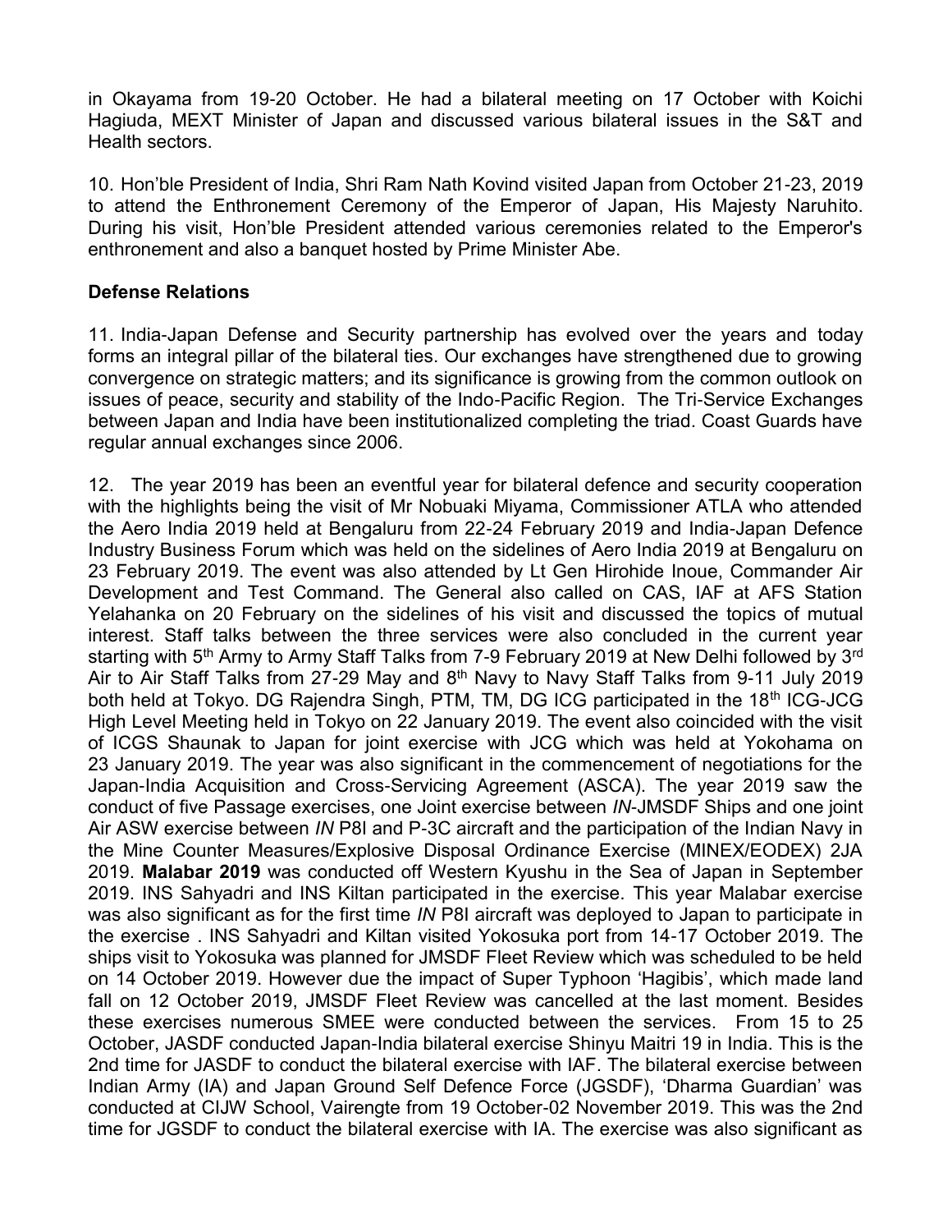in Okayama from 19-20 October. He had a bilateral meeting on 17 October with Koichi Hagiuda, MEXT Minister of Japan and discussed various bilateral issues in the S&T and Health sectors.

10. Hon'ble President of India, Shri Ram Nath Kovind visited Japan from October 21-23, 2019 to attend the Enthronement Ceremony of the Emperor of Japan, His Majesty Naruhito. During his visit, Hon'ble President attended various ceremonies related to the Emperor's enthronement and also a banquet hosted by Prime Minister Abe.

**Defense Relations**

11. India-Japan Defense and Security partnership has evolved over the years and today forms an integral pillar of the bilateral ties. Our exchanges have strengthened due to growing convergence on strategic matters; and its significance is growing from the common outlook on issues of peace, security and stability of the Indo-Pacific Region. The Tri-Service Exchanges between Japan and India have been institutionalized completing the triad. Coast Guards have regular annual exchanges since 2006.

12. The year 2019 has been an eventful year for bilateral defence and security cooperation with the highlights being the visit of Mr Nobuaki Miyama, Commissioner ATLA who attended the Aero India 2019 held at Bengaluru from 22-24 February 2019 and India-Japan Defence Industry Business Forum which was held on the sidelines of Aero India 2019 at Bengaluru on 23 February 2019. The event was also attended by Lt Gen Hirohide Inoue, Commander Air Development and Test Command. The General also called on CAS, IAF at AFS Station Yelahanka on 20 February on the sidelines of his visit and discussed the topics of mutual interest. Staff talks between the three services were also concluded in the current year starting with 5th Army to Army Staff Talks from 7-9 February 2019 at New Delhi followed by 3rd Air to Air Staff Talks from 27-29 May and 8th Navy to Navy Staff Talks from 9-11 July 2019 both held at Tokyo. DG Rajendra Singh, PTM, TM, DG ICG participated in the 18th ICG-JCG High Level Meeting held in Tokyo on 22 January 2019. The event also coincided with the visit of ICGS Shaunak to Japan for joint exercise with JCG which was held at Yokohama on 23 January 2019. The year was also significant in the commencement of negotiations for the Japan-India Acquisition and Cross-Servicing Agreement (ASCA). The year 2019 saw the conduct of five Passage exercises, one Joint exercise between *IN*-JMSDF Ships and one joint Air ASW exercise between *IN* P8I and P-3C aircraft and the participation of the Indian Navy in the Mine Counter Measures/Explosive Disposal Ordinance Exercise (MINEX/EODEX) 2JA 2019. **Malabar 2019** was conducted off Western Kyushu in the Sea of Japan in September 2019. INS Sahyadri and INS Kiltan participated in the exercise. This year Malabar exercise was also significant as for the first time *IN* P8I aircraft was deployed to Japan to participate in the exercise . INS Sahyadri and Kiltan visited Yokosuka port from 14-17 October 2019. The ships visit to Yokosuka was planned for JMSDF Fleet Review which was scheduled to be held on 14 October 2019. However due the impact of Super Typhoon 'Hagibis', which made land fall on 12 October 2019, JMSDF Fleet Review was cancelled at the last moment. Besides these exercises numerous SMEE were conducted between the services. From 15 to 25 October, JASDF conducted Japan-India bilateral exercise Shinyu Maitri 19 in India. This is the 2nd time for JASDF to conduct the bilateral exercise with IAF. The bilateral exercise between Indian Army (IA) and Japan Ground Self Defence Force (JGSDF), 'Dharma Guardian' was conducted at CIJW School, Vairengte from 19 October-02 November 2019. This was the 2nd time for JGSDF to conduct the bilateral exercise with IA. The exercise was also significant as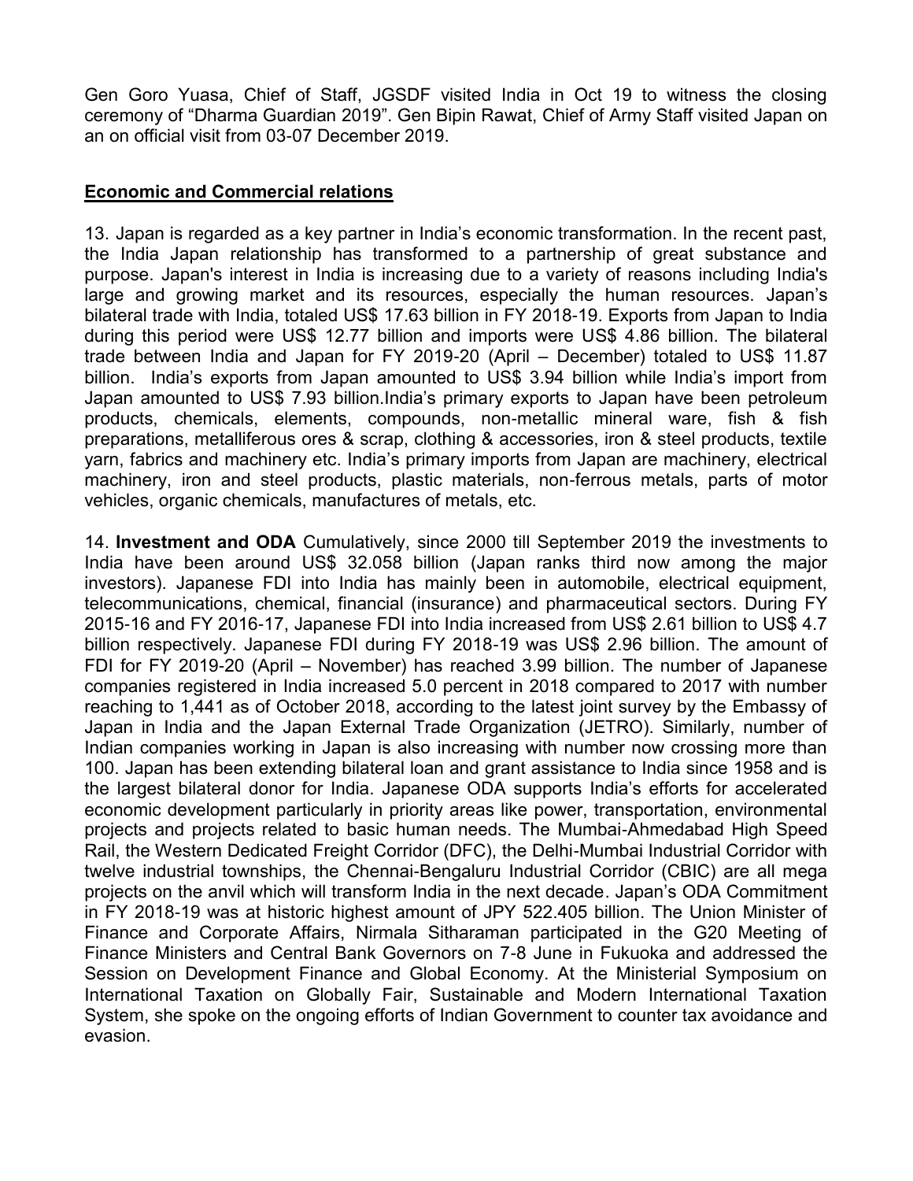Gen Goro Yuasa, Chief of Staff, JGSDF visited India in Oct 19 to witness the closing ceremony of "Dharma Guardian 2019". Gen Bipin Rawat, Chief of Army Staff visited Japan on an on official visit from 03-07 December 2019.

## Economic and Commercial relations

13. Japan is regarded as a key partner in India's economic transformation. In the recent past, the India Japan relationship has transformed to a partnership of great substance and purpose. Japan's interest in India is increasing due to a variety of reasons including India's large and growing market and its resources, especially the human resources. Japan's bilateral trade with India, totaled US$ 17.63 billion in FY 2018-19. Exports from Japan to India during this period were US$ 12.77 billion and imports were US$ 4.86 billion. The bilateral trade between India and Japan for FY 2019-20 (April – December) totaled to US$ 11.87 billion. India's exports from Japan amounted to US$ 3.94 billion while India's import from Japan amounted to US$ 7.93 billion.India's primary exports to Japan have been petroleum products, chemicals, elements, compounds, non-metallic mineral ware, fish & fish preparations, metalliferous ores & scrap, clothing & accessories, iron & steel products, textile yarn, fabrics and machinery etc. India's primary imports from Japan are machinery, electrical machinery, iron and steel products, plastic materials, non-ferrous metals, parts of motor vehicles, organic chemicals, manufactures of metals, etc.

14. **Investment and ODA** Cumulatively, since 2000 till September 2019 the investments to India have been around US$ 32.058 billion (Japan ranks third now among the major investors). Japanese FDI into India has mainly been in automobile, electrical equipment, telecommunications, chemical, financial (insurance) and pharmaceutical sectors. During FY 2015-16 and FY 2016-17, Japanese FDI into India increased from US$ 2.61 billion to US$ 4.7 billion respectively. Japanese FDI during FY 2018-19 was US$ 2.96 billion. The amount of FDI for FY 2019-20 (April – November) has reached 3.99 billion. The number of Japanese companies registered in India increased 5.0 percent in 2018 compared to 2017 with number reaching to 1,441 as of October 2018, according to the latest joint survey by the Embassy of Japan in India and the Japan External Trade Organization (JETRO). Similarly, number of Indian companies working in Japan is also increasing with number now crossing more than 100. Japan has been extending bilateral loan and grant assistance to India since 1958 and is the largest bilateral donor for India. Japanese ODA supports India's efforts for accelerated economic development particularly in priority areas like power, transportation, environmental projects and projects related to basic human needs. The Mumbai-Ahmedabad High Speed Rail, the Western Dedicated Freight Corridor (DFC), the Delhi-Mumbai Industrial Corridor with twelve industrial townships, the Chennai-Bengaluru Industrial Corridor (CBIC) are all mega projects on the anvil which will transform India in the next decade. Japan's ODA Commitment in FY 2018-19 was at historic highest amount of JPY 522.405 billion. The Union Minister of Finance and Corporate Affairs, Nirmala Sitharaman participated in the G20 Meeting of Finance Ministers and Central Bank Governors on 7-8 June in Fukuoka and addressed the Session on Development Finance and Global Economy. At the Ministerial Symposium on International Taxation on Globally Fair, Sustainable and Modern International Taxation System, she spoke on the ongoing efforts of Indian Government to counter tax avoidance and evasion.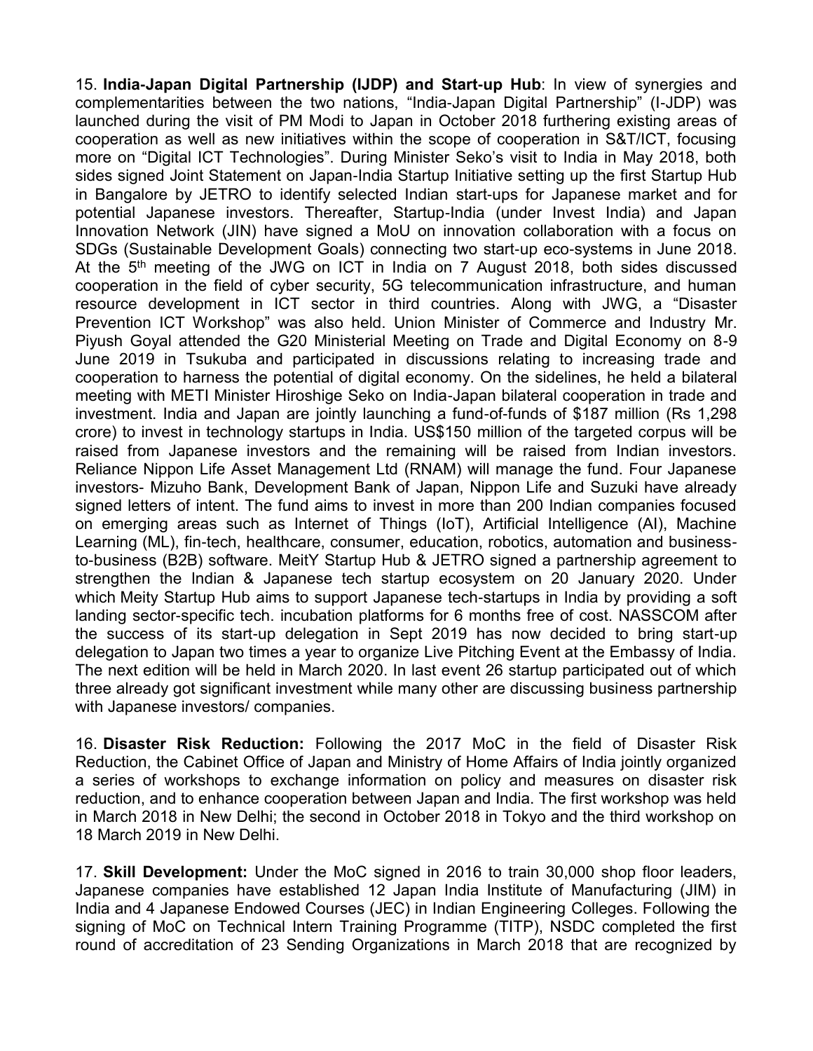15. **India-Japan Digital Partnership (IJDP) and Start-up Hub**: In view of synergies and complementarities between the two nations, "India-Japan Digital Partnership" (I-JDP) was launched during the visit of PM Modi to Japan in October 2018 furthering existing areas of cooperation as well as new initiatives within the scope of cooperation in S&T/ICT, focusing more on "Digital ICT Technologies". During Minister Seko's visit to India in May 2018, both sides signed Joint Statement on Japan-India Startup Initiative setting up the first Startup Hub in Bangalore by JETRO to identify selected Indian start-ups for Japanese market and for potential Japanese investors. Thereafter, Startup-India (under Invest India) and Japan Innovation Network (JIN) have signed a MoU on innovation collaboration with a focus on SDGs (Sustainable Development Goals) connecting two start-up eco-systems in June 2018. At the 5th meeting of the JWG on ICT in India on 7 August 2018, both sides discussed cooperation in the field of cyber security, 5G telecommunication infrastructure, and human resource development in ICT sector in third countries. Along with JWG, a "Disaster Prevention ICT Workshop" was also held. Union Minister of Commerce and Industry Mr. Piyush Goyal attended the G20 Ministerial Meeting on Trade and Digital Economy on 8-9 June 2019 in Tsukuba and participated in discussions relating to increasing trade and cooperation to harness the potential of digital economy. On the sidelines, he held a bilateral meeting with METI Minister Hiroshige Seko on India-Japan bilateral cooperation in trade and investment. India and Japan are jointly launching a fund-of-funds of $187 million (Rs 1,298 crore) to invest in technology startups in India. US$150 million of the targeted corpus will be raised from Japanese investors and the remaining will be raised from Indian investors. Reliance Nippon Life Asset Management Ltd (RNAM) will manage the fund. Four Japanese investors- Mizuho Bank, Development Bank of Japan, Nippon Life and Suzuki have already signed letters of intent. The fund aims to invest in more than 200 Indian companies focused on emerging areas such as Internet of Things (IoT), Artificial Intelligence (AI), Machine Learning (ML), fin-tech, healthcare, consumer, education, robotics, automation and business-to-business (B2B) software. MeitY Startup Hub & JETRO signed a partnership agreement to strengthen the Indian & Japanese tech startup ecosystem on 20 January 2020. Under which Meity Startup Hub aims to support Japanese tech-startups in India by providing a soft landing sector-specific tech. incubation platforms for 6 months free of cost. NASSCOM after the success of its start-up delegation in Sept 2019 has now decided to bring start-up delegation to Japan two times a year to organize Live Pitching Event at the Embassy of India. The next edition will be held in March 2020. In last event 26 startup participated out of which three already got significant investment while many other are discussing business partnership with Japanese investors/ companies.

16. **Disaster Risk Reduction:** Following the 2017 MoC in the field of Disaster Risk Reduction, the Cabinet Office of Japan and Ministry of Home Affairs of India jointly organized a series of workshops to exchange information on policy and measures on disaster risk reduction, and to enhance cooperation between Japan and India. The first workshop was held in March 2018 in New Delhi; the second in October 2018 in Tokyo and the third workshop on 18 March 2019 in New Delhi.

17. **Skill Development:** Under the MoC signed in 2016 to train 30,000 shop floor leaders, Japanese companies have established 12 Japan India Institute of Manufacturing (JIM) in India and 4 Japanese Endowed Courses (JEC) in Indian Engineering Colleges. Following the signing of MoC on Technical Intern Training Programme (TITP), NSDC completed the first round of accreditation of 23 Sending Organizations in March 2018 that are recognized by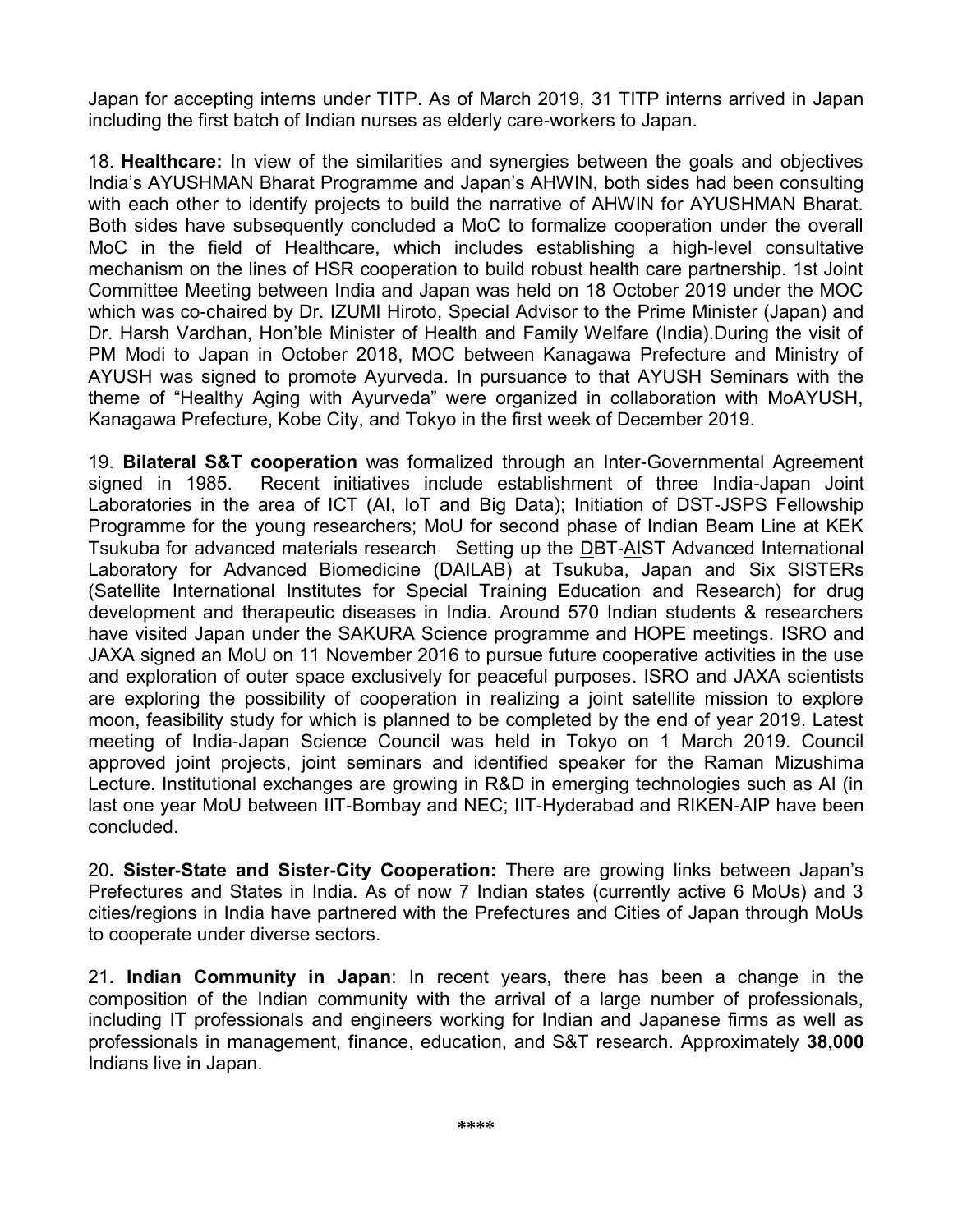Japan for accepting interns under TITP. As of March 2019, 31 TITP interns arrived in Japan including the first batch of Indian nurses as elderly care-workers to Japan.

18. **Healthcare:** In view of the similarities and synergies between the goals and objectives India's AYUSHMAN Bharat Programme and Japan's AHWIN, both sides had been consulting with each other to identify projects to build the narrative of AHWIN for AYUSHMAN Bharat. Both sides have subsequently concluded a MoC to formalize cooperation under the overall MoC in the field of Healthcare, which includes establishing a high-level consultative mechanism on the lines of HSR cooperation to build robust health care partnership. 1st Joint Committee Meeting between India and Japan was held on 18 October 2019 under the MOC which was co-chaired by Dr. IZUMI Hiroto, Special Advisor to the Prime Minister (Japan) and Dr. Harsh Vardhan, Hon'ble Minister of Health and Family Welfare (India).During the visit of PM Modi to Japan in October 2018, MOC between Kanagawa Prefecture and Ministry of AYUSH was signed to promote Ayurveda. In pursuance to that AYUSH Seminars with the theme of "Healthy Aging with Ayurveda" were organized in collaboration with MoAYUSH, Kanagawa Prefecture, Kobe City, and Tokyo in the first week of December 2019.

19. **Bilateral S&T cooperation** was formalized through an Inter-Governmental Agreement signed in 1985. Recent initiatives include establishment of three India-Japan Joint Laboratories in the area of ICT (AI, IoT and Big Data); Initiation of DST-JSPS Fellowship Programme for the young researchers; MoU for second phase of Indian Beam Line at KEK Tsukuba for advanced materials research Setting up the DBT-AIST Advanced International Laboratory for Advanced Biomedicine (DAILAB) at Tsukuba, Japan and Six SISTERs (Satellite International Institutes for Special Training Education and Research) for drug development and therapeutic diseases in India. Around 570 Indian students & researchers have visited Japan under the SAKURA Science programme and HOPE meetings. ISRO and JAXA signed an MoU on 11 November 2016 to pursue future cooperative activities in the use and exploration of outer space exclusively for peaceful purposes. ISRO and JAXA scientists are exploring the possibility of cooperation in realizing a joint satellite mission to explore moon, feasibility study for which is planned to be completed by the end of year 2019. Latest meeting of India-Japan Science Council was held in Tokyo on 1 March 2019. Council approved joint projects, joint seminars and identified speaker for the Raman Mizushima Lecture. Institutional exchanges are growing in R&D in emerging technologies such as AI (in last one year MoU between IIT-Bombay and NEC; IIT-Hyderabad and RIKEN-AIP have been concluded.

20**. Sister-State and Sister-City Cooperation:** There are growing links between Japan's Prefectures and States in India. As of now 7 Indian states (currently active 6 MoUs) and 3 cities/regions in India have partnered with the Prefectures and Cities of Japan through MoUs to cooperate under diverse sectors.

21**. Indian Community in Japan**: In recent years, there has been a change in the composition of the Indian community with the arrival of a large number of professionals, including IT professionals and engineers working for Indian and Japanese firms as well as professionals in management, finance, education, and S&T research. Approximately **38,000** Indians live in Japan.

****